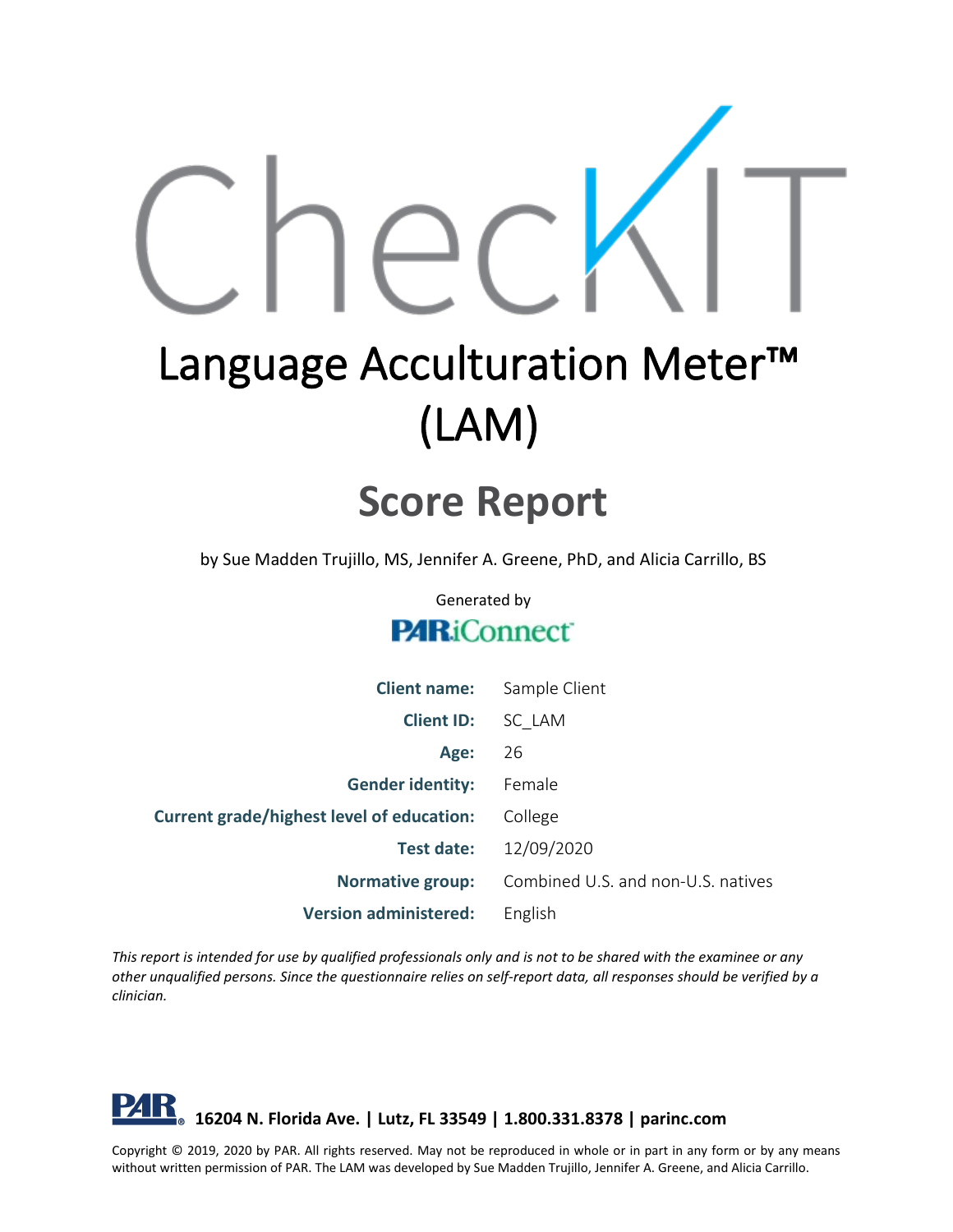# CheckIT

# Language Acculturation Meter™ (LAM)

## Score Report

by Sue Madden Trujillo, MS, Jennifer A. Greene, PhD, and Alicia Carrillo, BS

Generated by

PARiConnect

| | |
|---|---|
| **Client name:** | Sample Client |
| **Client ID:** | SC_LAM |
| **Age:** | 26 |
| **Gender identity:** | Female |
| **Current grade/highest level of education:** | College |
| **Test date:** | 12/09/2020 |
| **Normative group:** | Combined U.S. and non-U.S. natives |
| **Version administered:** | English |

*This report is intended for use by qualified professionals only and is not to be shared with the examinee or any other unqualified persons. Since the questionnaire relies on self-report data, all responses should be verified by a clinician.*

**PAR 16204 N. Florida Ave. | Lutz, FL 33549 | 1.800.331.8378 | parinc.com**

Copyright © 2019, 2020 by PAR. All rights reserved. May not be reproduced in whole or in part in any form or by any means without written permission of PAR. The LAM was developed by Sue Madden Trujillo, Jennifer A. Greene, and Alicia Carrillo.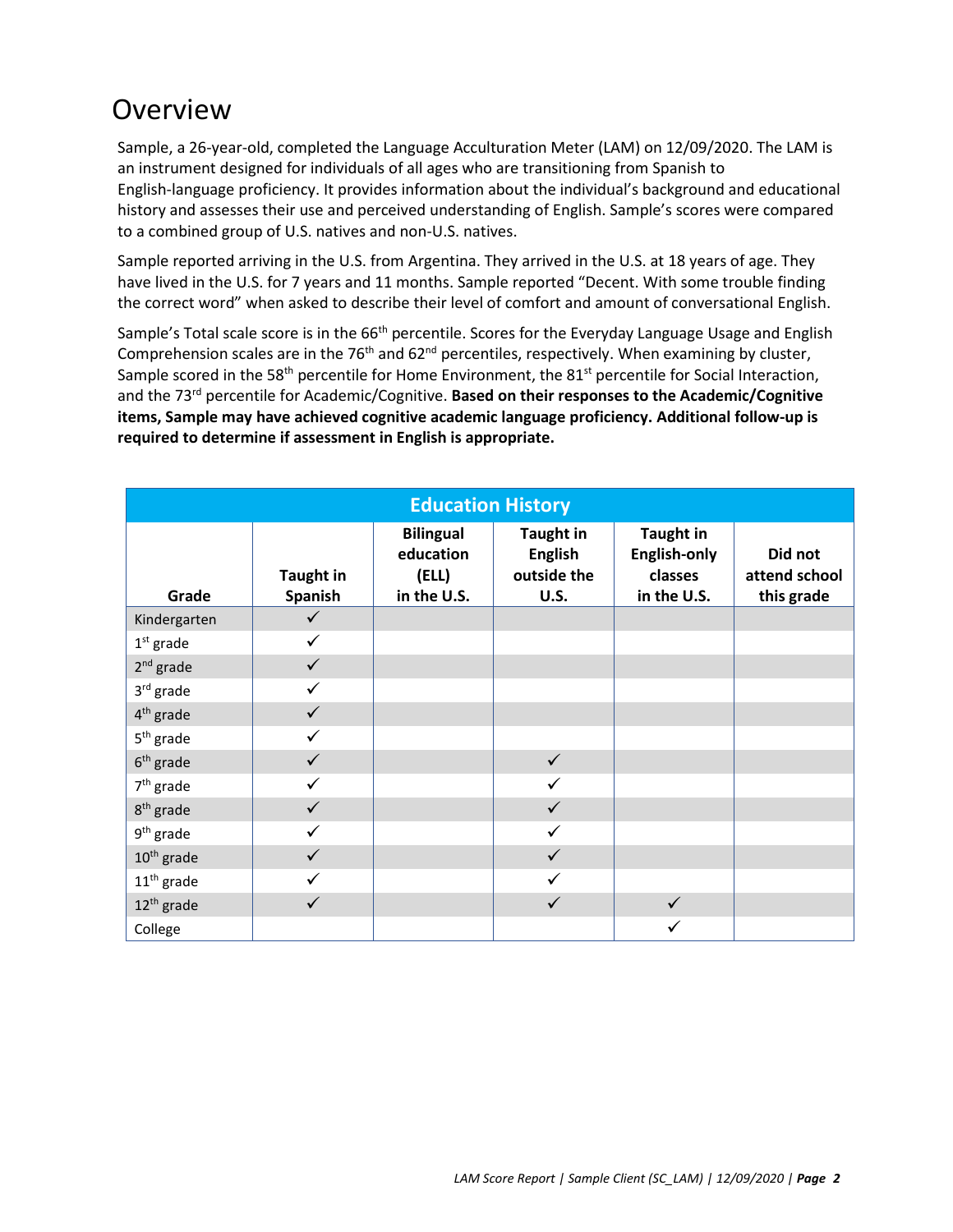# Overview

Sample, a 26-year-old, completed the Language Acculturation Meter (LAM) on 12/09/2020. The LAM is an instrument designed for individuals of all ages who are transitioning from Spanish to English-language proficiency. It provides information about the individual's background and educational history and assesses their use and perceived understanding of English. Sample's scores were compared to a combined group of U.S. natives and non-U.S. natives.

Sample reported arriving in the U.S. from Argentina. They arrived in the U.S. at 18 years of age. They have lived in the U.S. for 7 years and 11 months. Sample reported "Decent. With some trouble finding the correct word" when asked to describe their level of comfort and amount of conversational English.

Sample's Total scale score is in the 66th percentile. Scores for the Everyday Language Usage and English Comprehension scales are in the 76th and 62nd percentiles, respectively. When examining by cluster, Sample scored in the 58th percentile for Home Environment, the 81st percentile for Social Interaction, and the 73rd percentile for Academic/Cognitive. **Based on their responses to the Academic/Cognitive items, Sample may have achieved cognitive academic language proficiency. Additional follow-up is required to determine if assessment in English is appropriate.**

| Education History | | | | | |
|---|---|---|---|---|---|
| Grade | Taught in Spanish | Bilingual education (ELL) in the U.S. | Taught in English outside the U.S. | Taught in English-only classes in the U.S. | Did not attend school this grade |
| Kindergarten | ✓ | | | | |
| 1st grade | ✓ | | | | |
| 2nd grade | ✓ | | | | |
| 3rd grade | ✓ | | | | |
| 4th grade | ✓ | | | | |
| 5th grade | ✓ | | | | |
| 6th grade | ✓ | | ✓ | | |
| 7th grade | ✓ | | ✓ | | |
| 8th grade | ✓ | | ✓ | | |
| 9th grade | ✓ | | ✓ | | |
| 10th grade | ✓ | | ✓ | | |
| 11th grade | ✓ | | ✓ | | |
| 12th grade | ✓ | | ✓ | ✓ | |
| College | | | | ✓ | |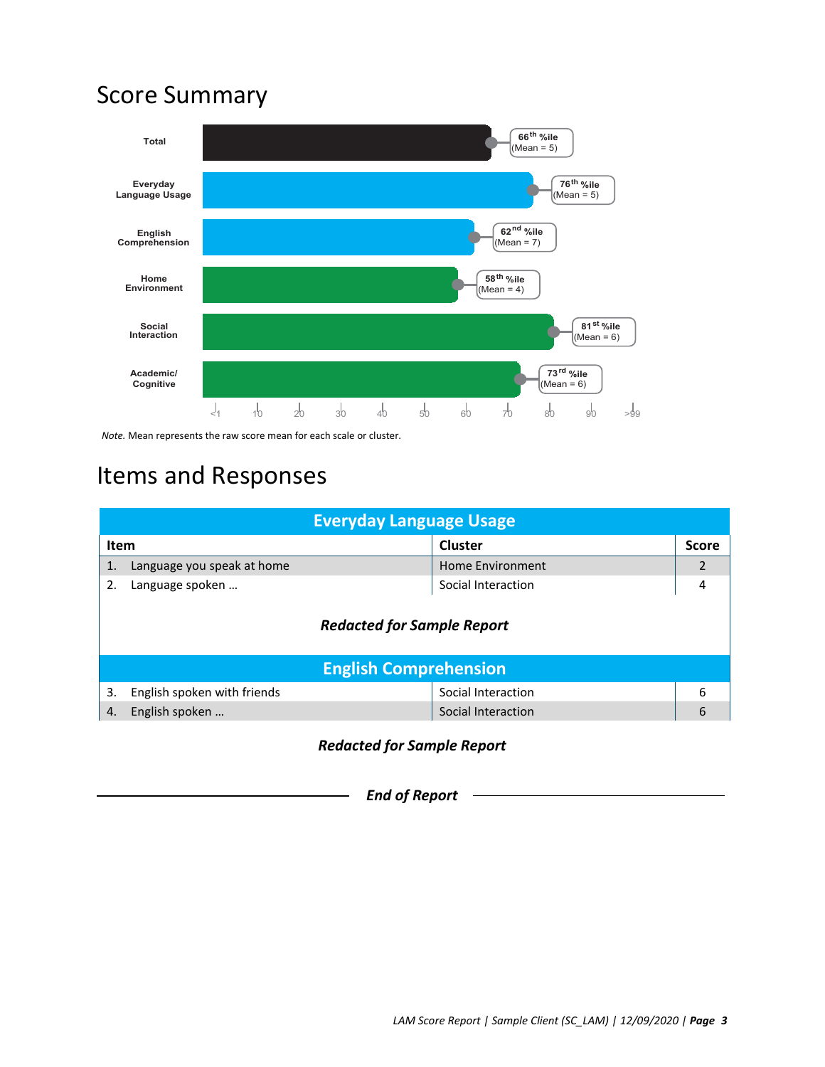## Score Summary

Total
66th %ile (Mean = 5)

Everyday Language Usage
76th %ile (Mean = 5)

English Comprehension
62nd %ile (Mean = 7)

Home Environment
58th %ile (Mean = 4)

Social Interaction
81st %ile (Mean = 6)

Academic/ Cognitive
73rd %ile (Mean = 6)

<1 10 20 30 40 50 60 70 80 90 >99

*Note.* Mean represents the raw score mean for each scale or cluster.

## Items and Responses

**Everyday Language Usage**

| Item | Cluster | Score |
|---|---|---|
| 1. Language you speak at home | Home Environment | 2 |
| 2. Language spoken … | Social Interaction | 4 |

***Redacted for Sample Report***

**English Comprehension**

| Item | Cluster | Score |
|---|---|---|
| 3. English spoken with friends | Social Interaction | 6 |
| 4. English spoken … | Social Interaction | 6 |

***Redacted for Sample Report***

***End of Report***